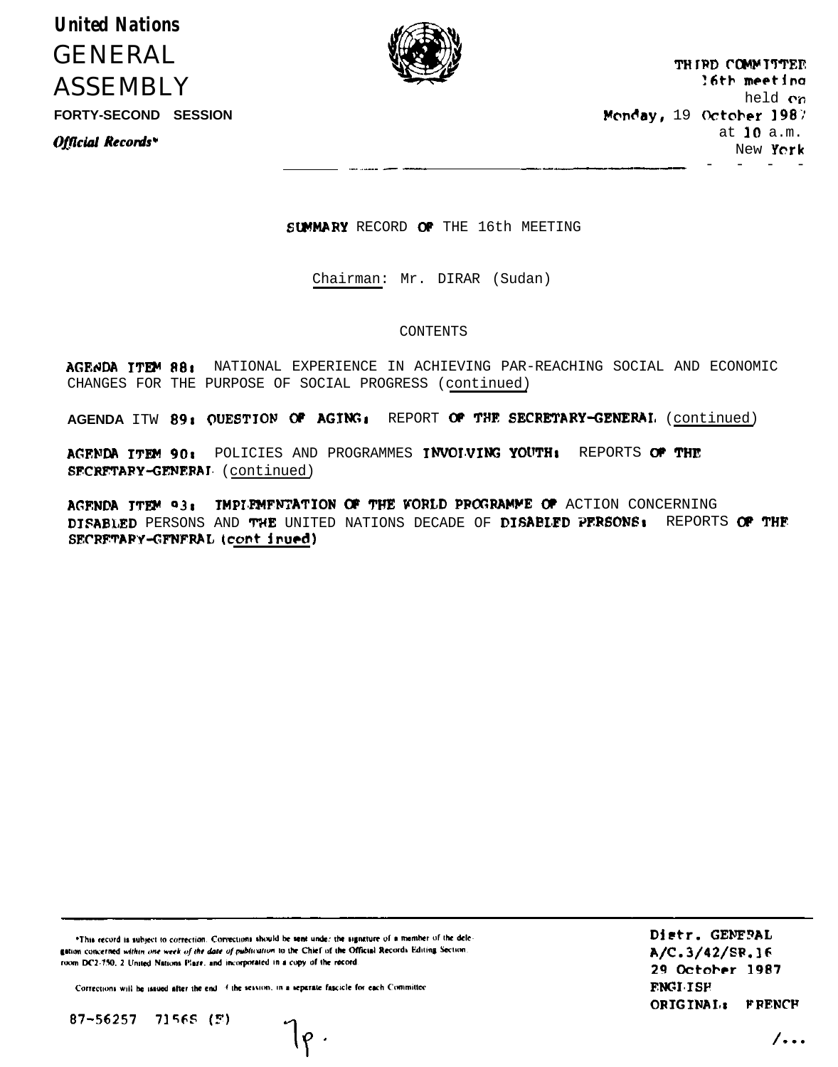**United Nations**
GENERAL ASSEMBLY
**FORTY-SECOND SESSION**
*Official Records**

THIRD COMMITTEE
16th meeting
held on
Monday, 19 October 1987
at 10 a.m.
New York

# SUMMARY RECORD OF THE 16th MEETING

Chairman: Mr. DIRAR (Sudan)

CONTENTS

**AGENDA ITEM 88:** NATIONAL EXPERIENCE IN ACHIEVING PAR-REACHING SOCIAL AND ECONOMIC CHANGES FOR THE PURPOSE OF SOCIAL PROGRESS (continued)

**AGENDA ITEM 89:** QUESTION OF AGING: REPORT OF THE SECRETARY-GENERAL (continued)

**AGENDA ITEM 90:** POLICIES AND PROGRAMMES INVOLVING YOUTH: REPORTS OF THE SECRETARY-GENERAL (continued)

**AGENDA ITEM 93:** IMPLEMENTATION OF THE WORLD PROGRAMME OF ACTION CONCERNING DISABLED PERSONS AND THE UNITED NATIONS DECADE OF DISABLED PERSONS: REPORTS OF THE SECRETARY-GENERAL (continued)

*This record is subject to correction. Corrections should be sent under the signature of a member of the delegation concerned *within one week of the date of publication* to the Chief of the Official Records Editing Section, room DC2-750, 2 United Nations Plaza, and incorporated in a copy of the record.

Corrections will be issued after the end of the session, in a separate fascicle for each Committee.

Distr. GENERAL
A/C.3/42/SR.16
29 October 1987
ENGLISH
ORIGINAL: FRENCH

87-56257 7156S (E)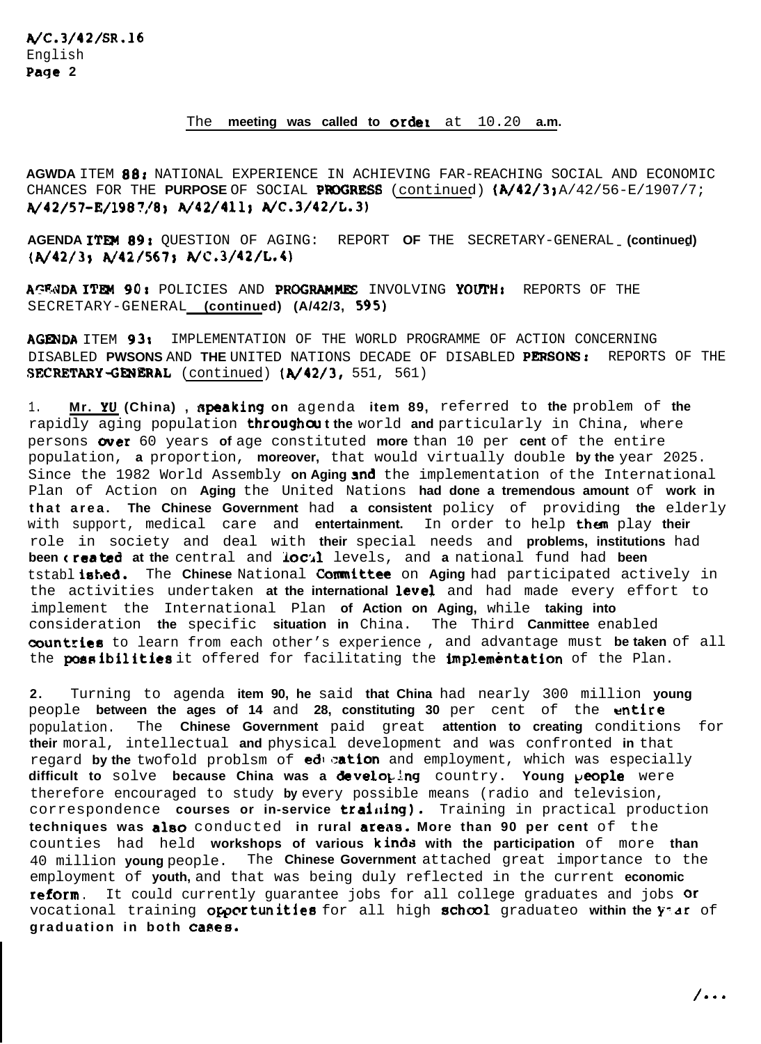The meeting was called to order at 10.20 a.m.

AGENDA ITEM 88: NATIONAL EXPERIENCE IN ACHIEVING FAR-REACHING SOCIAL AND ECONOMIC CHANGES FOR THE PURPOSE OF SOCIAL PROGRESS (continued) (A/42/3; A/42/56-E/1907/7; A/42/57-E/1987/8; A/42/411; A/C.3/42/L.3)

AGENDA ITEM 89: QUESTION OF AGING: REPORT OF THE SECRETARY-GENERAL (continued) (A/42/3; A/42/567; A/C.3/42/L.4)

AGENDA ITEM 90: POLICIES AND PROGRAMMES INVOLVING YOUTH: REPORTS OF THE SECRETARY-GENERAL (continued) (A/42/3, 595)

AGENDA ITEM 93: IMPLEMENTATION OF THE WORLD PROGRAMME OF ACTION CONCERNING DISABLED PERSONS AND THE UNITED NATIONS DECADE OF DISABLED PERSONS: REPORTS OF THE SECRETARY-GENERAL (continued) (A/42/3, 551, 561)

1. Mr. YU (China), speaking on agenda item 89, referred to the problem of the rapidly aging population throughout the world and particularly in China, where persons over 60 years of age constituted more than 10 per cent of the entire population, a proportion, moreover, that would virtually double by the year 2025. Since the 1982 World Assembly on Aging and the implementation of the International Plan of Action on Aging the United Nations had done a tremendous amount of work in that area. The Chinese Government had a consistent policy of providing the elderly with support, medical care and entertainment. In order to help them play their role in society and deal with their special needs and problems, institutions had been created at the central and local levels, and a national fund had been established. The Chinese National Committee on Aging had participated actively in the activities undertaken at the international level and had made every effort to implement the International Plan of Action on Aging, while taking into consideration the specific situation in China. The Third Committee enabled countries to learn from each other's experience, and advantage must be taken of all the possibilities it offered for facilitating the implementation of the Plan.

2. Turning to agenda item 90, he said that China had nearly 300 million young people between the ages of 14 and 28, constituting 30 per cent of the entire population. The Chinese Government paid great attention to creating conditions for their moral, intellectual and physical development and was confronted in that regard by the twofold problem of education and employment, which was especially difficult to solve because China was a developing country. Young people were therefore encouraged to study by every possible means (radio and television, correspondence courses or in-service training). Training in practical production techniques was also conducted in rural areas. More than 90 per cent of the counties had held workshops of various kinds with the participation of more than 40 million young people. The Chinese Government attached great importance to the employment of youth, and that was being duly reflected in the current economic reform. It could currently guarantee jobs for all college graduates and jobs or vocational training opportunities for all high school graduates within the year of graduation in both cases.

/...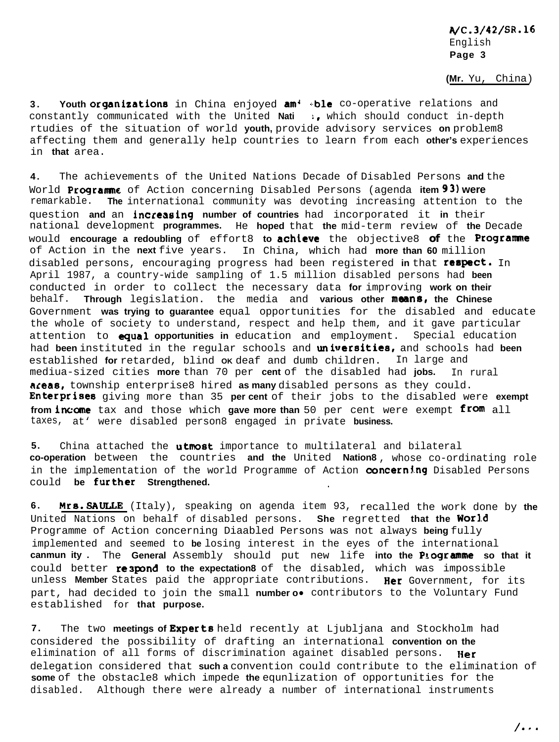(Mr. Yu, China)

3. Youth organizations in China enjoyed am' ·ble co-operative relations and constantly communicated with the United Nati :, which should conduct in-depth rtudies of the situation of world youth, provide advisory services on problem8 affecting them and generally help countries to learn from each other's experiences in that area.

4. The achievements of the United Nations Decade of Disabled Persons and the World Programme of Action concerning Disabled Persons (agenda item 93) were remarkable. The international community was devoting increasing attention to the question and an increasing number of countries had incorporated it in their national development programmes. He hoped that the mid-term review of the Decade would encourage a redoubling of effort8 to achieve the objective8 of the Programme of Action in the next five years. In China, which had more than 60 million disabled persons, encouraging progress had been registered in that respect. In April 1987, a country-wide sampling of 1.5 million disabled persons had been conducted in order to collect the necessary data for improving work on their behalf. Through legislation. the media and various other means, the Chinese Government was trying to guarantee equal opportunities for the disabled and educate the whole of society to understand, respect and help them, and it gave particular attention to equal opportunities in education and employment. Special education had been instituted in the regular schools and universities, and schools had been established for retarded, blind or deaf and dumb children. In large and mediua-sized cities more than 70 per cent of the disabled had jobs. In rural areas, township enterprise8 hired as many disabled persons as they could. Enterprises giving more than 35 per cent of their jobs to the disabled were exempt from income tax and those which gave more than 50 per cent were exempt from all taxes, at' were disabled person8 engaged in private business.

5. China attached the utmost importance to multilateral and bilateral co-operation between the countries and the United Nation8, whose co-ordinating role in the implementation of the world Programme of Action concerning Disabled Persons could be further Strengthened.

6. Mrs. SAULLE (Italy), speaking on agenda item 93, recalled the work done by the United Nations on behalf of disabled persons. She regretted that the World Programme of Action concerning Diaabled Persons was not always being fully implemented and seemed to be losing interest in the eyes of the international canmun ity. The General Assembly should put new life into the Programme so that it could better respond to the expectation8 of the disabled, which was impossible unless Member States paid the appropriate contributions. Her Government, for its part, had decided to join the small number o• contributors to the Voluntary Fund established for that purpose.

7. The two meetings of Experts held recently at Ljubljana and Stockholm had considered the possibility of drafting an international convention on the elimination of all forms of discrimination againet disabled persons. Her delegation considered that such a convention could contribute to the elimination of some of the obstacle8 which impede the equnlization of opportunities for the disabled. Although there were already a number of international instruments

/...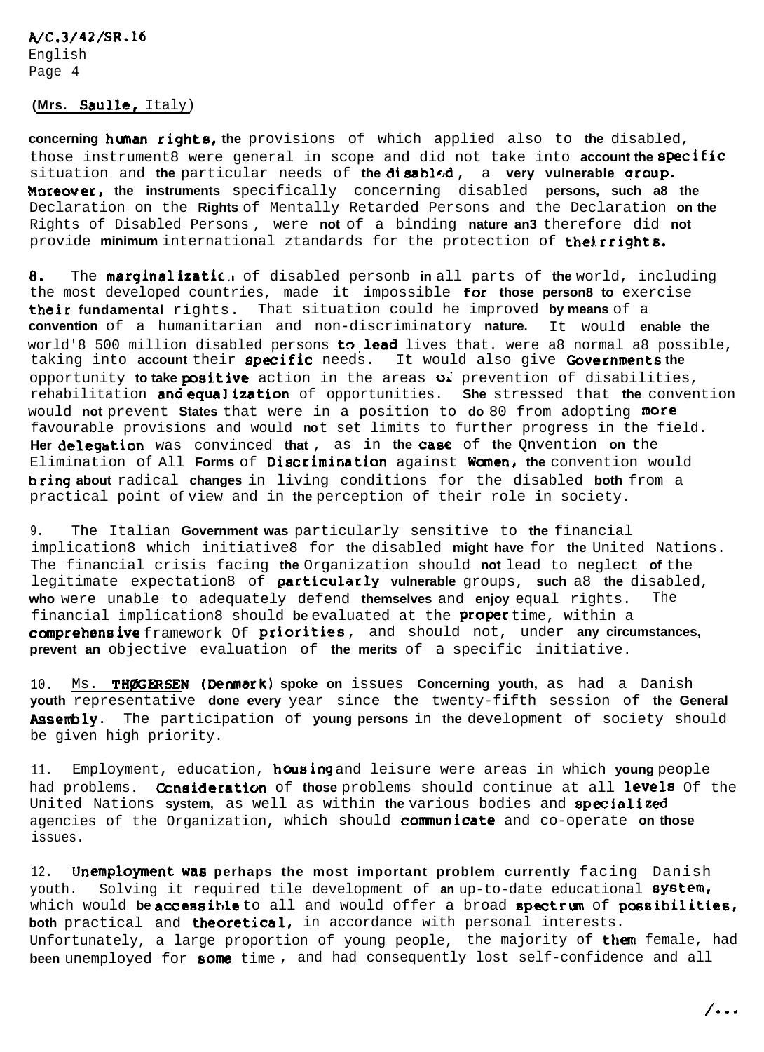(Mrs. Saulle, Italy)

concerning human rights, the provisions of which applied also to the disabled, those instruments were general in scope and did not take into account the specific situation and the particular needs of the disabled, a very vulnerable group. Moreover, the instruments specifically concerning disabled persons, such as the Declaration on the Rights of Mentally Retarded Persons and the Declaration on the Rights of Disabled Persons, were not of a binding nature and therefore did not provide minimum international standards for the protection of their rights.

8. The marginalization of disabled persons in all parts of the world, including the most developed countries, made it impossible for those persons to exercise their fundamental rights. That situation could be improved by means of a convention of a humanitarian and non-discriminatory nature. It would enable the world's 500 million disabled persons to lead lives that were as normal as possible, taking into account their specific needs. It would also give Governments the opportunity to take positive action in the areas of prevention of disabilities, rehabilitation and equalization of opportunities. She stressed that the convention would not prevent States that were in a position to do so from adopting more favourable provisions and would not set limits to further progress in the field. Her delegation was convinced that, as in the case of the Convention on the Elimination of All Forms of Discrimination against Women, the convention would bring about radical changes in living conditions for the disabled both from a practical point of view and in the perception of their role in society.

9. The Italian Government was particularly sensitive to the financial implications which initiatives for the disabled might have for the United Nations. The financial crisis facing the Organization should not lead to neglect of the legitimate expectations of particularly vulnerable groups, such as the disabled, who were unable to adequately defend themselves and enjoy equal rights. The financial implications should be evaluated at the proper time, within a comprehensive framework of priorities, and should not, under any circumstances, prevent an objective evaluation of the merits of a specific initiative.

10. Ms. THØGERSEN (Denmark) spoke on issues concerning youth, as had a Danish youth representative done every year since the twenty-fifth session of the General Assembly. The participation of young persons in the development of society should be given high priority.

11. Employment, education, housing and leisure were areas in which young people had problems. Consideration of those problems should continue at all levels of the United Nations system, as well as within the various bodies and specialized agencies of the Organization, which should communicate and co-operate on those issues.

12. Unemployment was perhaps the most important problem currently facing Danish youth. Solving it required the development of an up-to-date educational system, which would be accessible to all and would offer a broad spectrum of possibilities, both practical and theoretical, in accordance with personal interests. Unfortunately, a large proportion of young people, the majority of them female, had been unemployed for some time, and had consequently lost self-confidence and all

/...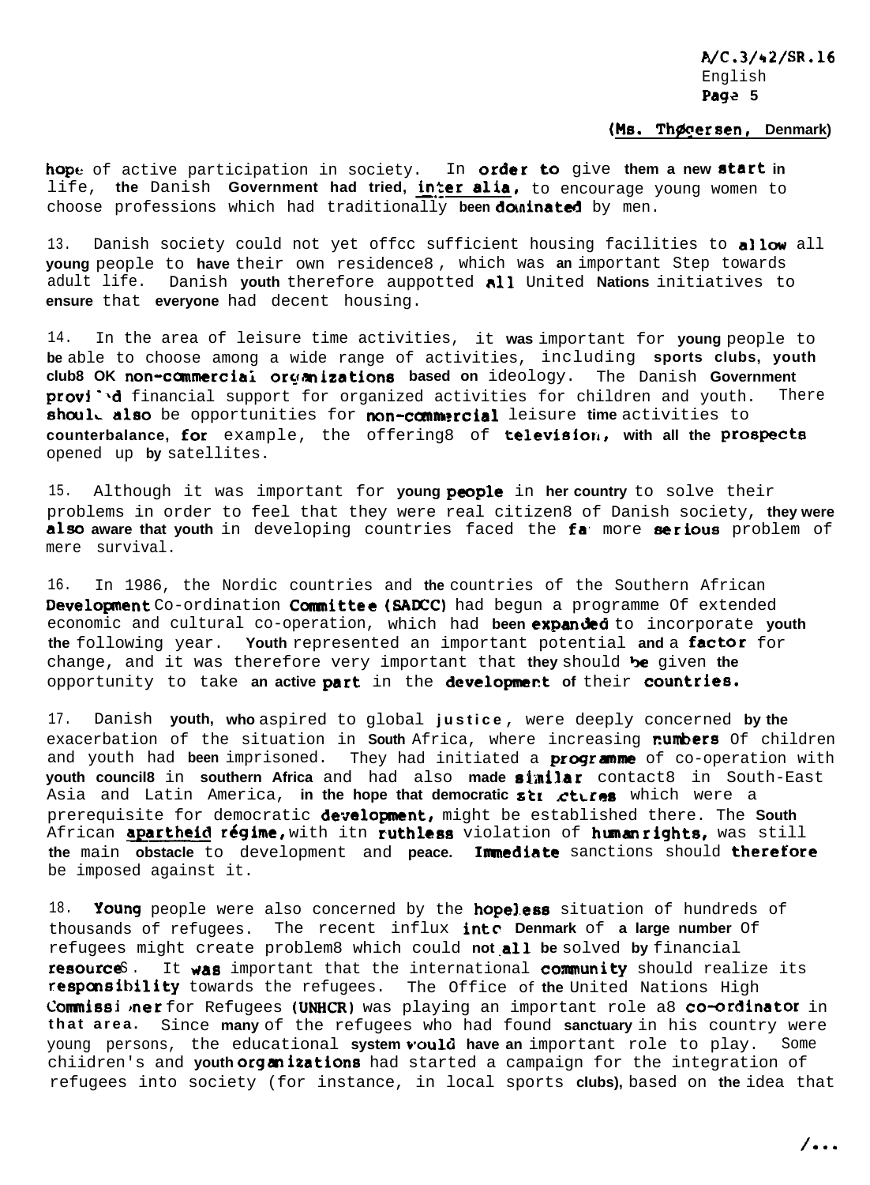(Ms. Thøgersen, Denmark)

hope of active participation in society. In order to give them a new start in life, the Danish Government had tried, *inter alia*, to encourage young women to choose professions which had traditionally been dominated by men.

13. Danish society could not yet offcc sufficient housing facilities to allow all young people to have their own residence8 , which was an important Step towards adult life. Danish youth therefore auppotted all United Nations initiatives to ensure that everyone had decent housing.

14. In the area of leisure time activities, it was important for young people to be able to choose among a wide range of activities, including sports clubs, youth club8 OK non-commercial organizations based on ideology. The Danish Government provi``d financial support for organized activities for children and youth. There shoulc also be opportunities for non-commercial leisure time activities to counterbalance, for example, the offering8 of television, with all the prospects opened up by satellites.

15. Although it was important for young people in her country to solve their problems in order to feel that they were real citizen8 of Danish society, they were also aware that youth in developing countries faced the fa more serious problem of mere survival.

16. In 1986, the Nordic countries and the countries of the Southern African Development Co-ordination Committee (SADCC) had begun a programme Of extended economic and cultural co-operation, which had been expanded to incorporate youth the following year. Youth represented an important potential and a factor for change, and it was therefore very important that they should be given the opportunity to take an active part in the development of their countries.

17. Danish youth, who aspired to global justice, were deeply concerned by the exacerbation of the situation in South Africa, where increasing numbers Of children and youth had been imprisoned. They had initiated a programme of co-operation with youth council8 in southern Africa and had also made similar contact8 in South-East Asia and Latin America, in the hope that democratic str ctures which were a prerequisite for democratic development, might be established there. The South African apartheid régime, with itn ruthless violation of human rights, was still the main obstacle to development and peace. Immediate sanctions should therefore be imposed against it.

18. Young people were also concerned by the hopeless situation of hundreds of thousands of refugees. The recent influx into Denmark of a large number Of refugees might create problem8 which could not all be solved by financial resources. It was important that the international community should realize its responsibility towards the refugees. The Office of the United Nations High Commissioner for Refugees (UNHCR) was playing an important role a8 co-ordinator in that area. Since many of the refugees who had found sanctuary in his country were young persons, the educational system would have an important role to play. Some chiidren's and youth organizations had started a campaign for the integration of refugees into society (for instance, in local sports clubs), based on the idea that

/...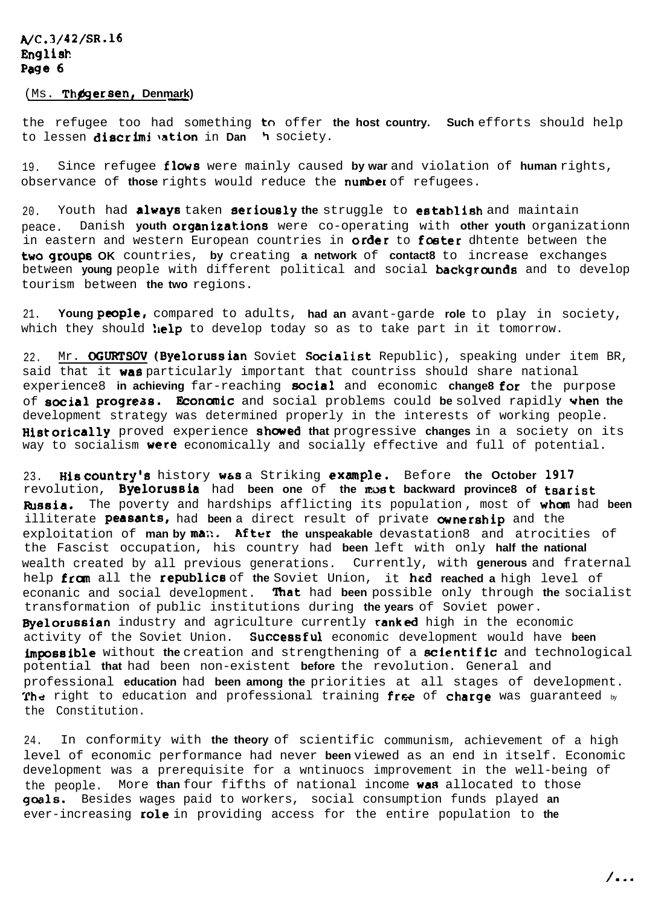(Ms. Thøgersen, Denmark)

the refugee too had something to offer the host country. Such efforts should help to lessen discrimination in Danish society.

19. Since refugee flows were mainly caused by war and violation of human rights, observance of those rights would reduce the number of refugees.

20. Youth had always taken seriously the struggle to establish and maintain peace. Danish youth organizations were co-operating with other youth organizationn in eastern and western European countries in order to foster dhtente between the two groups OK countries, by creating a network of contact8 to increase exchanges between young people with different political and social backgrounds and to develop tourism between the two regions.

21. Young people, compared to adults, had an avant-garde role to play in society, which they should help to develop today so as to take part in it tomorrow.

22. Mr. OGURTSOV (Byelorussian Soviet Socialist Republic), speaking under item BR, said that it was particularly important that countriss should share national experience8 in achieving far-reaching social and economic change8 for the purpose of social progress. Economic and social problems could be solved rapidly when the development strategy was determined properly in the interests of working people. Historically proved experience showed that progressive changes in a society on its way to socialism were economically and socially effective and full of potential.

23. His country's history was a Striking example. Before the October 1917 revolution, Byelorussia had been one of the most backward province8 of tsarist Russia. The poverty and hardships afflicting its population, most of whom had been illiterate peasants, had been a direct result of private ownership and the exploitation of man by man. After the unspeakable devastation8 and atrocities of the Fascist occupation, his country had been left with only half the national wealth created by all previous generations. Currently, with generous and fraternal help from all the republics of the Soviet Union, it had reached a high level of econanic and social development. That had been possible only through the socialist transformation of public institutions during the years of Soviet power. Byelorussian industry and agriculture currently ranked high in the economic activity of the Soviet Union. Successful economic development would have been impossible without the creation and strengthening of a scientific and technological potential that had been non-existent before the revolution. General and professional education had been among the priorities at all stages of development. The right to education and professional training free of charge was guaranteed by the Constitution.

24. In conformity with the theory of scientific communism, achievement of a high level of economic performance had never been viewed as an end in itself. Economic development was a prerequisite for a wntinuocs improvement in the well-being of the people. More than four fifths of national income was allocated to those goals. Besides wages paid to workers, social consumption funds played an ever-increasing role in providing access for the entire population to the

/...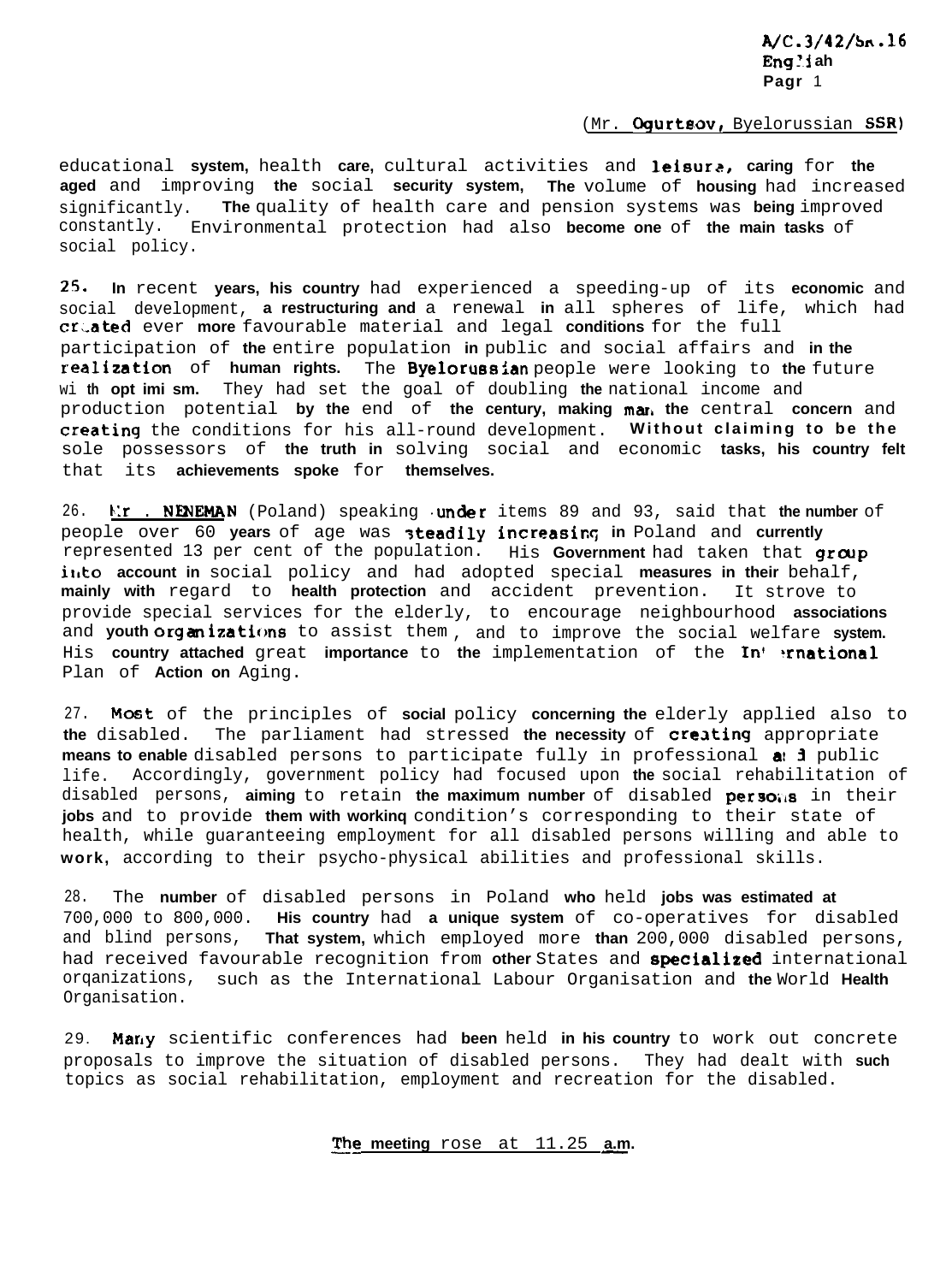(Mr. Ogurtsov, Byelorussian SSR)

educational system, health care, cultural activities and leisure, caring for the aged and improving the social security system. The volume of housing had increased significantly. The quality of health care and pension systems was being improved constantly. Environmental protection had also become one of the main tasks of social policy.

25. In recent years, his country had experienced a speeding-up of its economic and social development, a restructuring and a renewal in all spheres of life, which had created ever more favourable material and legal conditions for the full participation of the entire population in public and social affairs and in the realization of human rights. The Byelorussian people were looking to the future with optimism. They had set the goal of doubling the national income and production potential by the end of the century, making man the central concern and creating the conditions for his all-round development. Without claiming to be the sole possessors of the truth in solving social and economic tasks, his country felt that its achievements spoke for themselves.

26. Mr. NENEMAN (Poland) speaking under items 89 and 93, said that the number of people over 60 years of age was steadily increasing in Poland and currently represented 13 per cent of the population. His Government had taken that group into account in social policy and had adopted special measures in their behalf, mainly with regard to health protection and accident prevention. It strove to provide special services for the elderly, to encourage neighbourhood associations and youth organizations to assist them, and to improve the social welfare system. His country attached great importance to the implementation of the International Plan of Action on Aging.

27. Most of the principles of social policy concerning the elderly applied also to the disabled. The parliament had stressed the necessity of creating appropriate means to enable disabled persons to participate fully in professional and public life. Accordingly, government policy had focused upon the social rehabilitation of disabled persons, aiming to retain the maximum number of disabled persons in their jobs and to provide them with working condition's corresponding to their state of health, while guaranteeing employment for all disabled persons willing and able to work, according to their psycho-physical abilities and professional skills.

28. The number of disabled persons in Poland who held jobs was estimated at 700,000 to 800,000. His country had a unique system of co-operatives for disabled and blind persons. That system, which employed more than 200,000 disabled persons, had received favourable recognition from other States and specialized international organizations, such as the International Labour Organisation and the World Health Organisation.

29. Many scientific conferences had been held in his country to work out concrete proposals to improve the situation of disabled persons. They had dealt with such topics as social rehabilitation, employment and recreation for the disabled.

The meeting rose at 11.25 a.m.